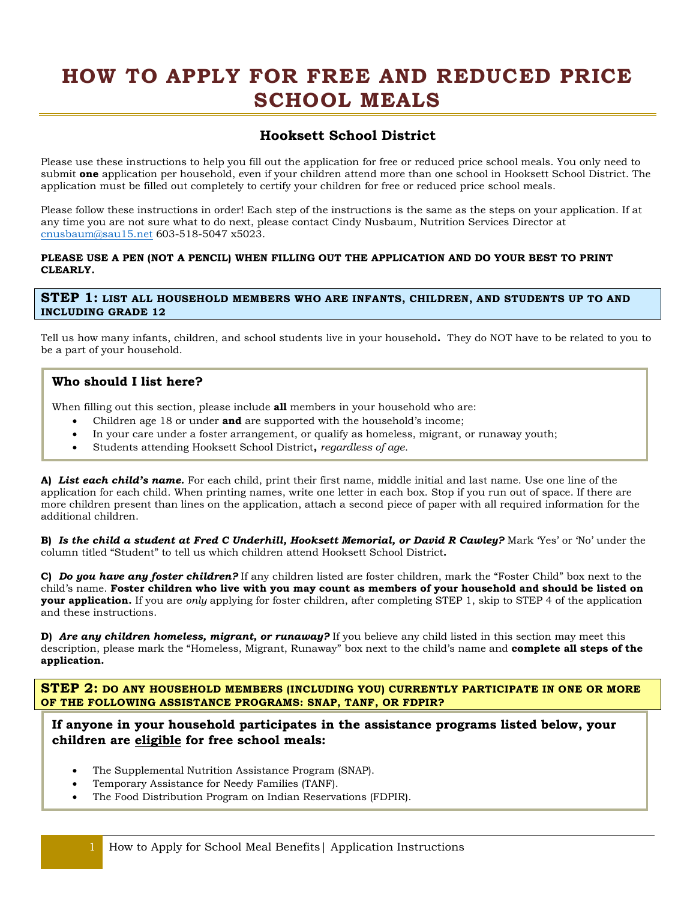# HOW TO APPLY FOR FREE AND REDUCED PRICE SCHOOL MEALS

## Hooksett School District

Please use these instructions to help you fill out the application for free or reduced price school meals. You only need to submit **one** application per household, even if your children attend more than one school in Hooksett School District. The application must be filled out completely to certify your children for free or reduced price school meals.

Please follow these instructions in order! Each step of the instructions is the same as the steps on your application. If at any time you are not sure what to do next, please contact Cindy Nusbaum, Nutrition Services Director at cnusbaum@sau15.net 603-518-5047 x5023.

**PLEASE USE A PEN (NOT A PENCIL) WHEN FILLING OUT THE APPLICATION AND DO YOUR BEST TO PRINT CLEARLY.**

### STEP 1: LIST ALL HOUSEHOLD MEMBERS WHO ARE INFANTS, CHILDREN, AND STUDENTS UP TO AND INCLUDING GRADE 12

Tell us how many infants, children, and school students live in your household**.** They do NOT have to be related to you to be a part of your household.

**Who should I list here?**

When filling out this section, please include **all** members in your household who are:

- Children age 18 or under **and** are supported with the household's income;
- In your care under a foster arrangement, or qualify as homeless, migrant, or runaway youth;
- Students attending Hooksett School District**,** *regardless of age.*

**A)** ***List each child's name.*** For each child, print their first name, middle initial and last name. Use one line of the application for each child. When printing names, write one letter in each box. Stop if you run out of space. If there are more children present than lines on the application, attach a second piece of paper with all required information for the additional children.

**B)** ***Is the child a student at Fred C Underhill, Hooksett Memorial, or David R Cawley?*** Mark 'Yes' or 'No' under the column titled "Student" to tell us which children attend Hooksett School District**.**

**C)** ***Do you have any foster children?*** If any children listed are foster children, mark the "Foster Child" box next to the child's name. **Foster children who live with you may count as members of your household and should be listed on your application.** If you are *only* applying for foster children, after completing STEP 1, skip to STEP 4 of the application and these instructions.

**D)** ***Are any children homeless, migrant, or runaway?*** If you believe any child listed in this section may meet this description, please mark the "Homeless, Migrant, Runaway" box next to the child's name and **complete all steps of the application.**

### STEP 2: DO ANY HOUSEHOLD MEMBERS (INCLUDING YOU) CURRENTLY PARTICIPATE IN ONE OR MORE OF THE FOLLOWING ASSISTANCE PROGRAMS: SNAP, TANF, OR FDPIR?

**If anyone in your household participates in the assistance programs listed below, your children are eligible for free school meals:**

- The Supplemental Nutrition Assistance Program (SNAP).
- Temporary Assistance for Needy Families (TANF).
- The Food Distribution Program on Indian Reservations (FDPIR).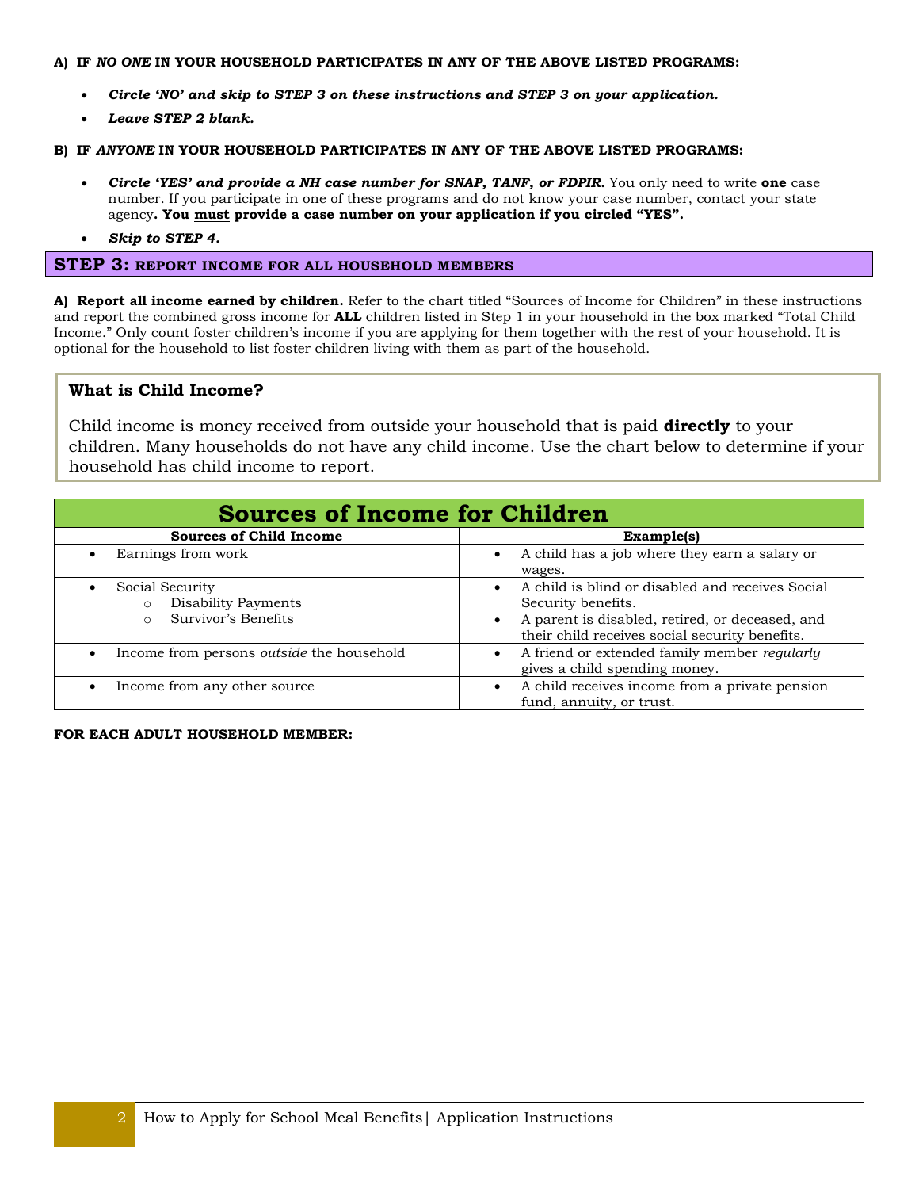**A) IF *NO ONE* IN YOUR HOUSEHOLD PARTICIPATES IN ANY OF THE ABOVE LISTED PROGRAMS:**

- ***Circle 'NO' and skip to STEP 3 on these instructions and STEP 3 on your application.***
- ***Leave STEP 2 blank.***

**B) IF *ANYONE* IN YOUR HOUSEHOLD PARTICIPATES IN ANY OF THE ABOVE LISTED PROGRAMS:**

- ***Circle 'YES' and provide a NH case number for SNAP, TANF, or FDPIR.*** You only need to write **one** case number. If you participate in one of these programs and do not know your case number, contact your state agency**. You <u>must</u> provide a case number on your application if you circled "YES".**
- ***Skip to STEP 4.***

## STEP 3: REPORT INCOME FOR ALL HOUSEHOLD MEMBERS

**A) Report all income earned by children.** Refer to the chart titled "Sources of Income for Children" in these instructions and report the combined gross income for **ALL** children listed in Step 1 in your household in the box marked "Total Child Income." Only count foster children's income if you are applying for them together with the rest of your household. It is optional for the household to list foster children living with them as part of the household.

### What is Child Income?

Child income is money received from outside your household that is paid **directly** to your children. Many households do not have any child income. Use the chart below to determine if your household has child income to report.

## Sources of Income for Children

| Sources of Child Income | Example(s) |
|---|---|
| • Earnings from work | • A child has a job where they earn a salary or wages. |
| • Social Security<br>  ○ Disability Payments<br>  ○ Survivor's Benefits | • A child is blind or disabled and receives Social Security benefits.<br>• A parent is disabled, retired, or deceased, and their child receives social security benefits. |
| • Income from persons *outside* the household | • A friend or extended family member *regularly* gives a child spending money. |
| • Income from any other source | • A child receives income from a private pension fund, annuity, or trust. |

**FOR EACH ADULT HOUSEHOLD MEMBER:**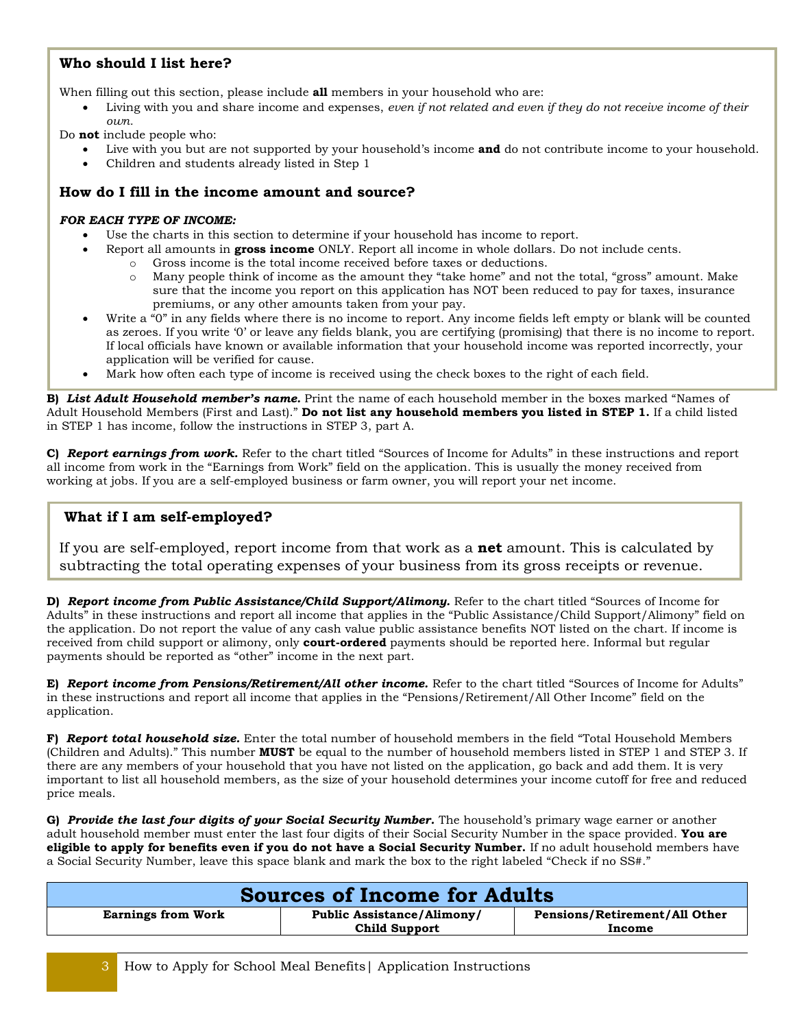### Who should I list here?

When filling out this section, please include **all** members in your household who are:

- Living with you and share income and expenses, *even if not related and even if they do not receive income of their own.*

Do **not** include people who:

- Live with you but are not supported by your household's income **and** do not contribute income to your household.
- Children and students already listed in Step 1

### How do I fill in the income amount and source?

***FOR EACH TYPE OF INCOME:***

- Use the charts in this section to determine if your household has income to report.
- Report all amounts in **gross income** ONLY. Report all income in whole dollars. Do not include cents.
  - Gross income is the total income received before taxes or deductions.
  - Many people think of income as the amount they "take home" and not the total, "gross" amount. Make sure that the income you report on this application has NOT been reduced to pay for taxes, insurance premiums, or any other amounts taken from your pay.
- Write a "0" in any fields where there is no income to report. Any income fields left empty or blank will be counted as zeroes. If you write '0' or leave any fields blank, you are certifying (promising) that there is no income to report. If local officials have known or available information that your household income was reported incorrectly, your application will be verified for cause.
- Mark how often each type of income is received using the check boxes to the right of each field.

**B)** ***List Adult Household member's name.*** Print the name of each household member in the boxes marked "Names of Adult Household Members (First and Last)." **Do not list any household members you listed in STEP 1.** If a child listed in STEP 1 has income, follow the instructions in STEP 3, part A.

**C)** ***Report earnings from work.*** Refer to the chart titled "Sources of Income for Adults" in these instructions and report all income from work in the "Earnings from Work" field on the application. This is usually the money received from working at jobs. If you are a self-employed business or farm owner, you will report your net income.

### What if I am self-employed?

If you are self-employed, report income from that work as a **net** amount. This is calculated by subtracting the total operating expenses of your business from its gross receipts or revenue.

**D)** ***Report income from Public Assistance/Child Support/Alimony.*** Refer to the chart titled "Sources of Income for Adults" in these instructions and report all income that applies in the "Public Assistance/Child Support/Alimony" field on the application. Do not report the value of any cash value public assistance benefits NOT listed on the chart. If income is received from child support or alimony, only **court-ordered** payments should be reported here. Informal but regular payments should be reported as "other" income in the next part.

**E)** ***Report income from Pensions/Retirement/All other income.*** Refer to the chart titled "Sources of Income for Adults" in these instructions and report all income that applies in the "Pensions/Retirement/All Other Income" field on the application.

**F)** ***Report total household size.*** Enter the total number of household members in the field "Total Household Members (Children and Adults)." This number **MUST** be equal to the number of household members listed in STEP 1 and STEP 3. If there are any members of your household that you have not listed on the application, go back and add them. It is very important to list all household members, as the size of your household determines your income cutoff for free and reduced price meals.

**G)** ***Provide the last four digits of your Social Security Number.*** The household's primary wage earner or another adult household member must enter the last four digits of their Social Security Number in the space provided. **You are eligible to apply for benefits even if you do not have a Social Security Number.** If no adult household members have a Social Security Number, leave this space blank and mark the box to the right labeled "Check if no SS#."

## Sources of Income for Adults

| Earnings from Work | Public Assistance/Alimony/ Child Support | Pensions/Retirement/All Other Income |
|---|---|---|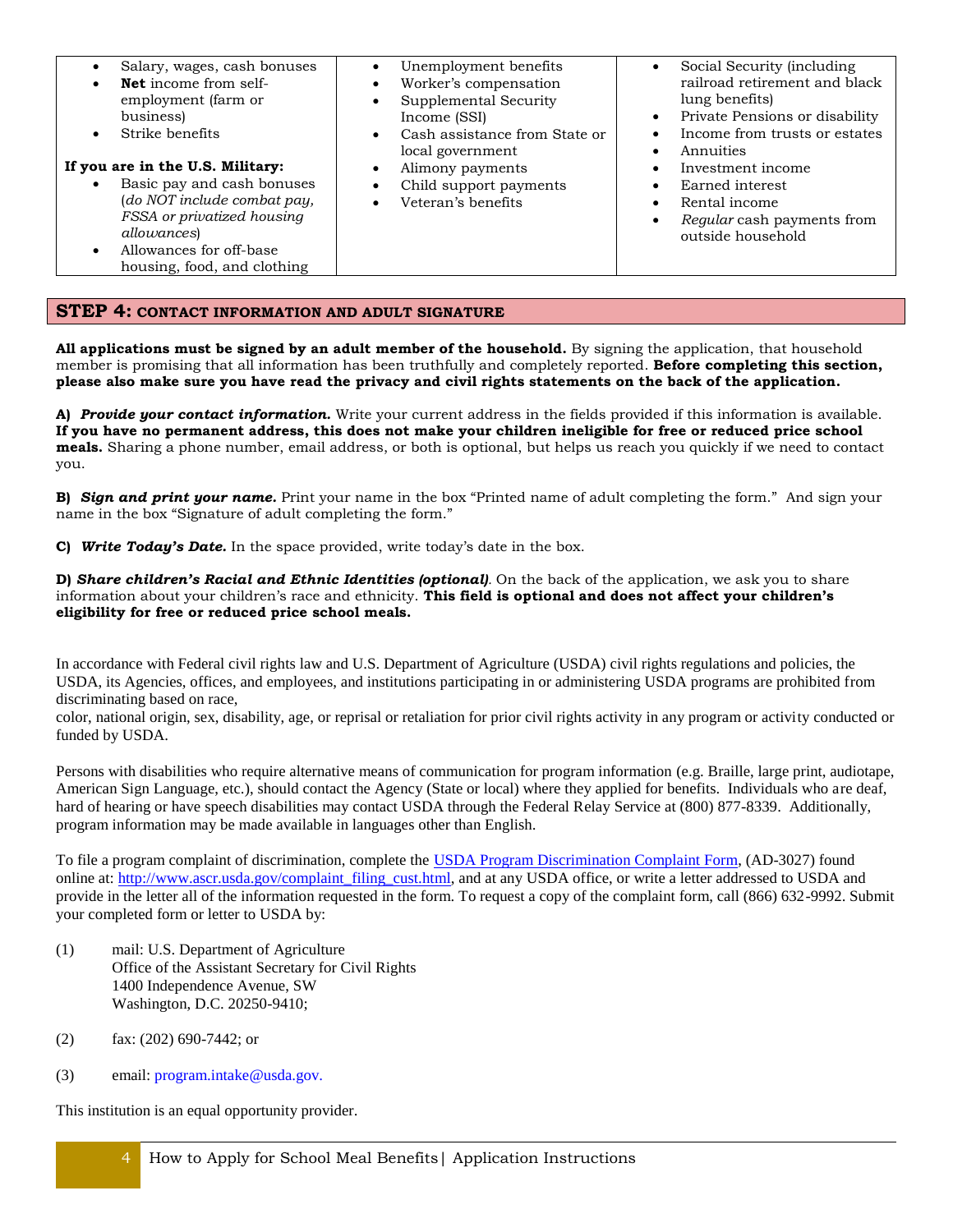| | | |
|---|---|---|
| • Salary, wages, cash bonuses<br>• **Net** income from self-employment (farm or business)<br>• Strike benefits<br><br>**If you are in the U.S. Military:**<br>• Basic pay and cash bonuses (*do NOT include combat pay, FSSA or privatized housing allowances*)<br>• Allowances for off-base housing, food, and clothing | • Unemployment benefits<br>• Worker's compensation<br>• Supplemental Security Income (SSI)<br>• Cash assistance from State or local government<br>• Alimony payments<br>• Child support payments<br>• Veteran's benefits | • Social Security (including railroad retirement and black lung benefits)<br>• Private Pensions or disability<br>• Income from trusts or estates<br>• Annuities<br>• Investment income<br>• Earned interest<br>• Rental income<br>• *Regular* cash payments from outside household |

## STEP 4: CONTACT INFORMATION AND ADULT SIGNATURE

**All applications must be signed by an adult member of the household.** By signing the application, that household member is promising that all information has been truthfully and completely reported. **Before completing this section, please also make sure you have read the privacy and civil rights statements on the back of the application.**

**A)** ***Provide your contact information.*** Write your current address in the fields provided if this information is available. **If you have no permanent address, this does not make your children ineligible for free or reduced price school meals.** Sharing a phone number, email address, or both is optional, but helps us reach you quickly if we need to contact you.

**B)** ***Sign and print your name.*** Print your name in the box "Printed name of adult completing the form." And sign your name in the box "Signature of adult completing the form."

**C)** ***Write Today's Date.*** In the space provided, write today's date in the box.

**D)** ***Share children's Racial and Ethnic Identities (optional)***. On the back of the application, we ask you to share information about your children's race and ethnicity. **This field is optional and does not affect your children's eligibility for free or reduced price school meals.**

In accordance with Federal civil rights law and U.S. Department of Agriculture (USDA) civil rights regulations and policies, the USDA, its Agencies, offices, and employees, and institutions participating in or administering USDA programs are prohibited from discriminating based on race,
color, national origin, sex, disability, age, or reprisal or retaliation for prior civil rights activity in any program or activity conducted or funded by USDA.

Persons with disabilities who require alternative means of communication for program information (e.g. Braille, large print, audiotape, American Sign Language, etc.), should contact the Agency (State or local) where they applied for benefits. Individuals who are deaf, hard of hearing or have speech disabilities may contact USDA through the Federal Relay Service at (800) 877-8339. Additionally, program information may be made available in languages other than English.

To file a program complaint of discrimination, complete the USDA Program Discrimination Complaint Form, (AD-3027) found online at: http://www.ascr.usda.gov/complaint_filing_cust.html, and at any USDA office, or write a letter addressed to USDA and provide in the letter all of the information requested in the form. To request a copy of the complaint form, call (866) 632-9992. Submit your completed form or letter to USDA by:

(1) mail: U.S. Department of Agriculture
Office of the Assistant Secretary for Civil Rights
1400 Independence Avenue, SW
Washington, D.C. 20250-9410;

(2) fax: (202) 690-7442; or

(3) email: program.intake@usda.gov.

This institution is an equal opportunity provider.